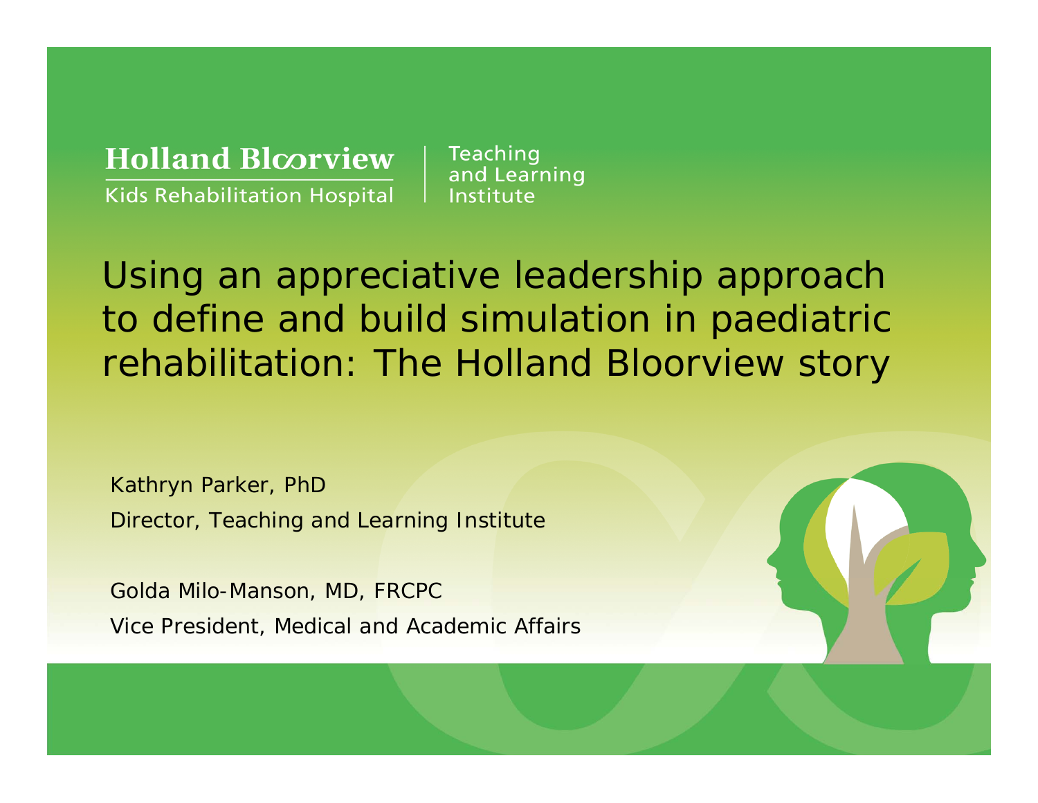Holland Bloorview
Kids Rehabilitation Hospital

Teaching and Learning Institute

# Using an appreciative leadership approach to define and build simulation in paediatric rehabilitation: The Holland Bloorview story

Kathryn Parker, PhD
Director, Teaching and Learning Institute

Golda Milo-Manson, MD, FRCPC
Vice President, Medical and Academic Affairs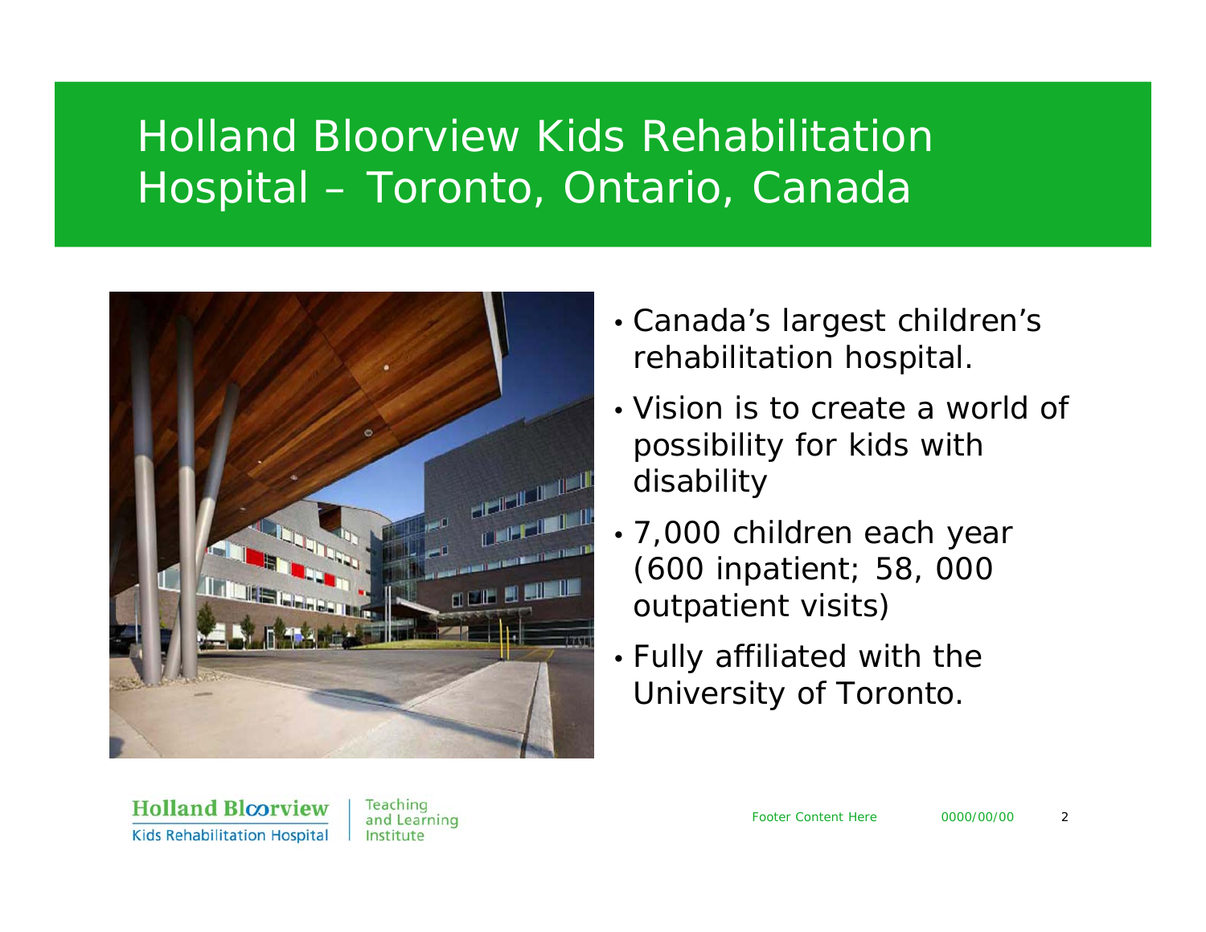# Holland Bloorview Kids Rehabilitation Hospital – Toronto, Ontario, Canada

- Canada's largest children's rehabilitation hospital.
- Vision is to create a world of possibility for kids with disability
- 7,000 children each year (600 inpatient; 58, 000 outpatient visits)
- Fully affiliated with the University of Toronto.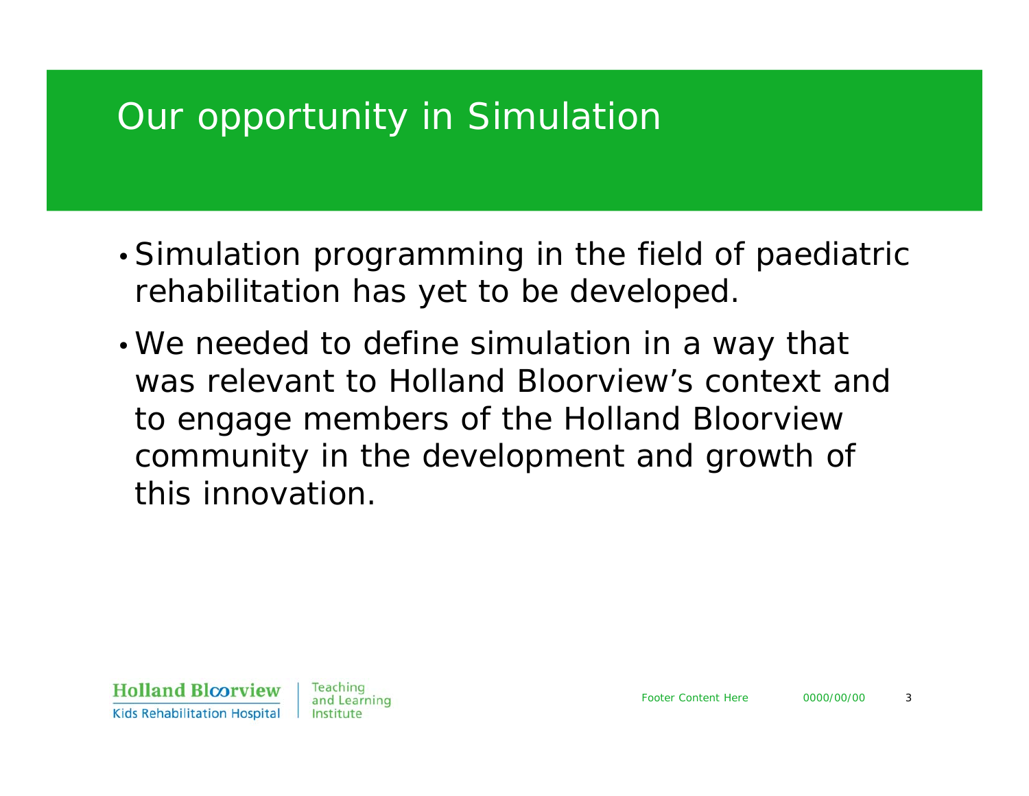# Our opportunity in Simulation

- Simulation programming in the field of paediatric rehabilitation has yet to be developed.
- We needed to define simulation in a way that was relevant to Holland Bloorview's context and to engage members of the Holland Bloorview community in the development and growth of this innovation.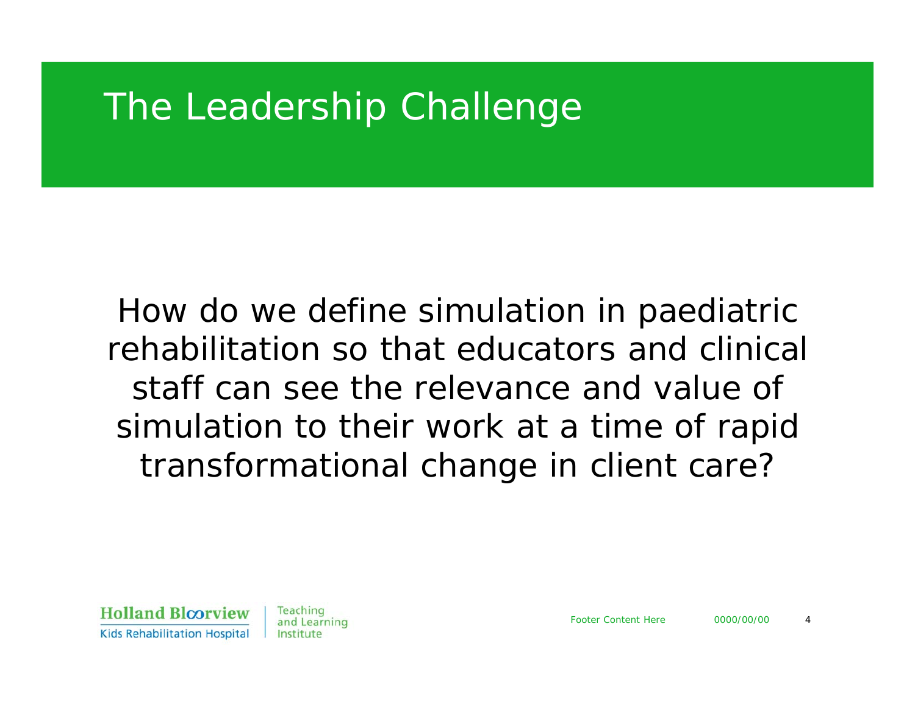# The Leadership Challenge

How do we define simulation in paediatric rehabilitation so that educators and clinical staff can see the relevance and value of simulation to their work at a time of rapid transformational change in client care?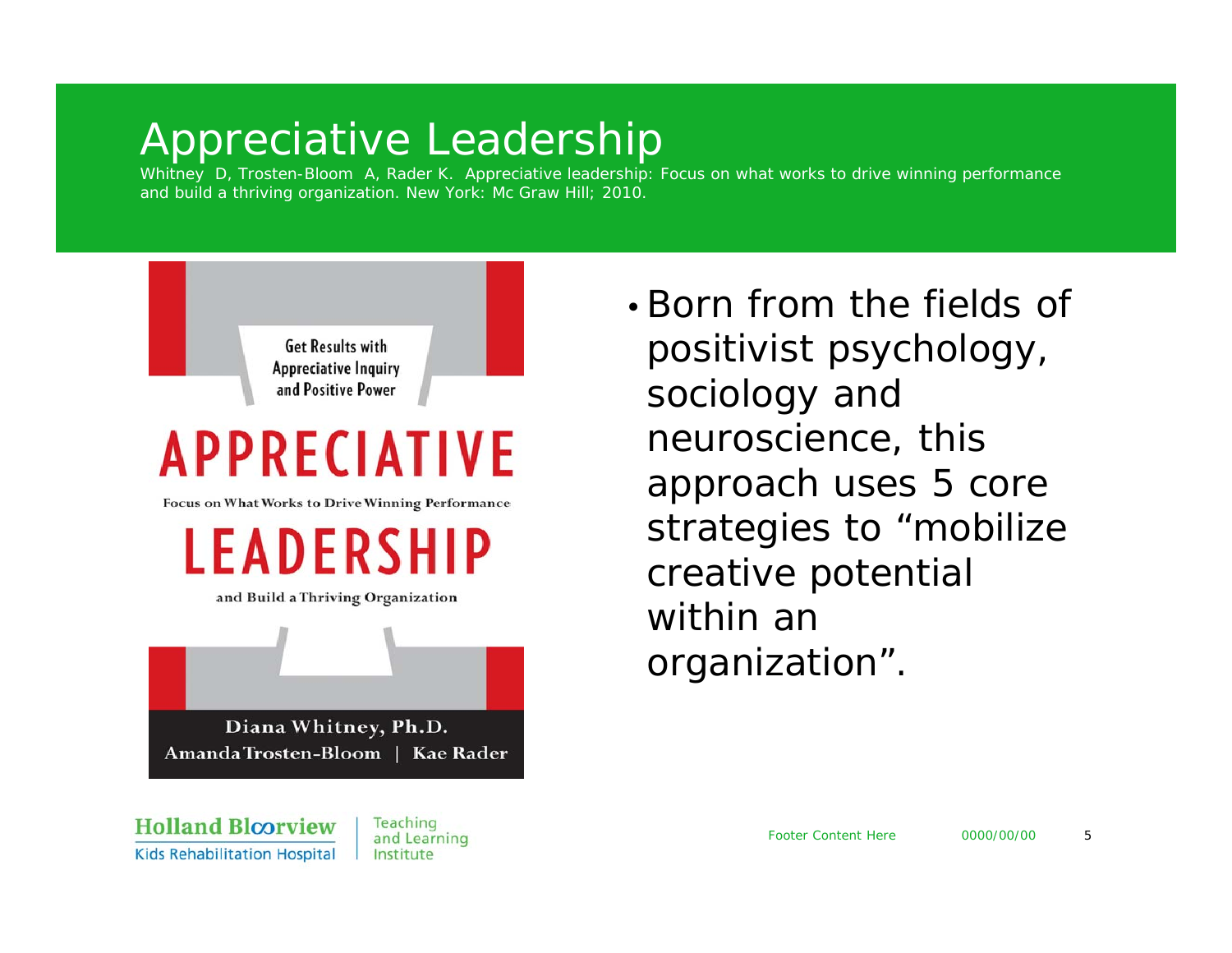# Appreciative Leadership

Whitney D, Trosten-Bloom A, Rader K. Appreciative leadership: Focus on what works to drive winning performance and build a thriving organization. New York: Mc Graw Hill; 2010.

Get Results with Appreciative Inquiry and Positive Power

APPRECIATIVE

Focus on What Works to Drive Winning Performance

LEADERSHIP

and Build a Thriving Organization

Diana Whitney, Ph.D.
Amanda Trosten-Bloom | Kae Rader

- Born from the fields of positivist psychology, sociology and neuroscience, this approach uses 5 core strategies to "mobilize creative potential within an organization".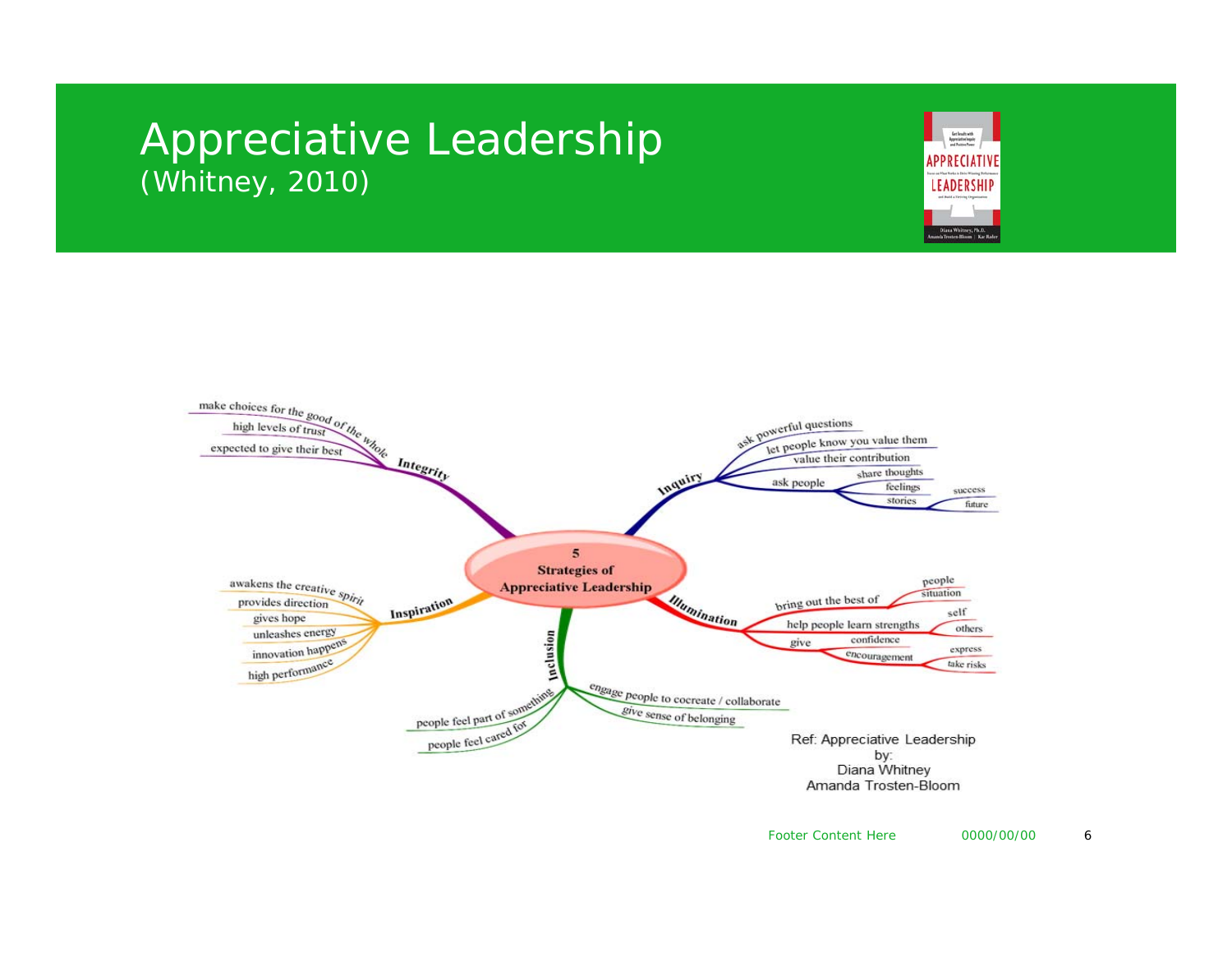# Appreciative Leadership
(Whitney, 2010)

**5 Strategies of Appreciative Leadership**

- **Integrity**
  - make choices for the good of the whole
  - high levels of trust
  - expected to give their best
- **Inquiry**
  - ask powerful questions
  - let people know you value them
  - value their contribution
  - ask people
    - share thoughts
    - feelings
    - stories
      - success
      - future
- **Illumination**
  - bring out the best of
    - people
    - situation
  - help people learn strengths
    - self
    - others
  - give
    - confidence
    - encouragement
      - express
      - take risks
- **Inclusion**
  - engage people to cocreate / collaborate
  - give sense of belonging
  - people feel part of something
  - people feel cared for
- **Inspiration**
  - awakens the creative spirit
  - provides direction
  - gives hope
  - unleashes energy
  - innovation happens
  - high performance

Ref: Appreciative Leadership
by:
Diana Whitney
Amanda Trosten-Bloom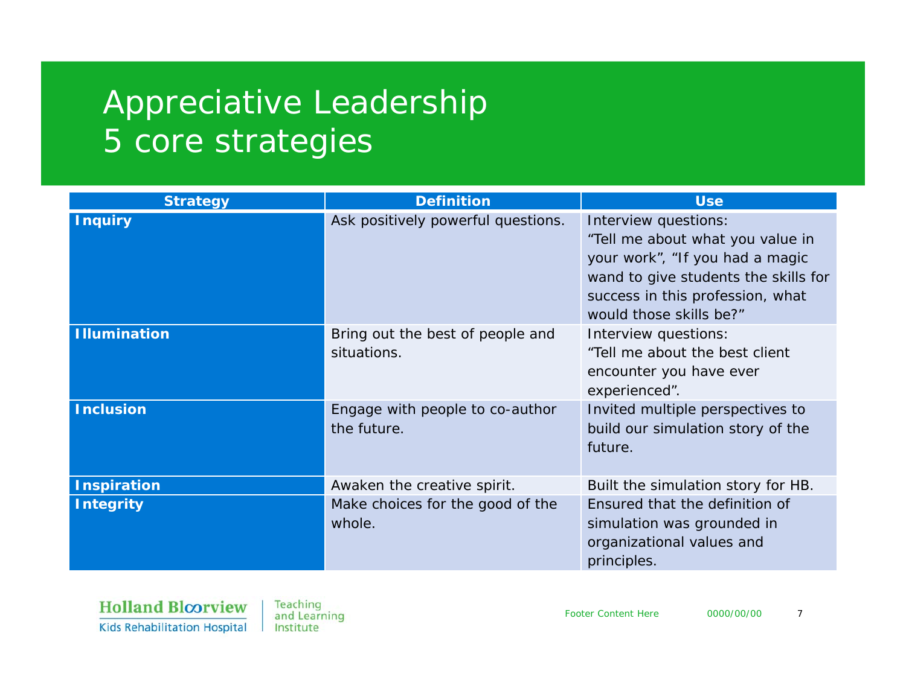# Appreciative Leadership
# 5 core strategies

| Strategy | Definition | Use |
|---|---|---|
| **Inquiry** | Ask positively powerful questions. | Interview questions: “Tell me about what you value in your work”, “If you had a magic wand to give students the skills for success in this profession, what would those skills be?” |
| **Illumination** | Bring out the best of people and situations. | Interview questions: “Tell me about the best client encounter you have ever experienced”. |
| **Inclusion** | Engage with people to co-author the future. | Invited multiple perspectives to build our simulation story of the future. |
| **Inspiration** | Awaken the creative spirit. | Built the simulation story for HB. |
| **Integrity** | Make choices for the good of the whole. | Ensured that the definition of simulation was grounded in organizational values and principles. |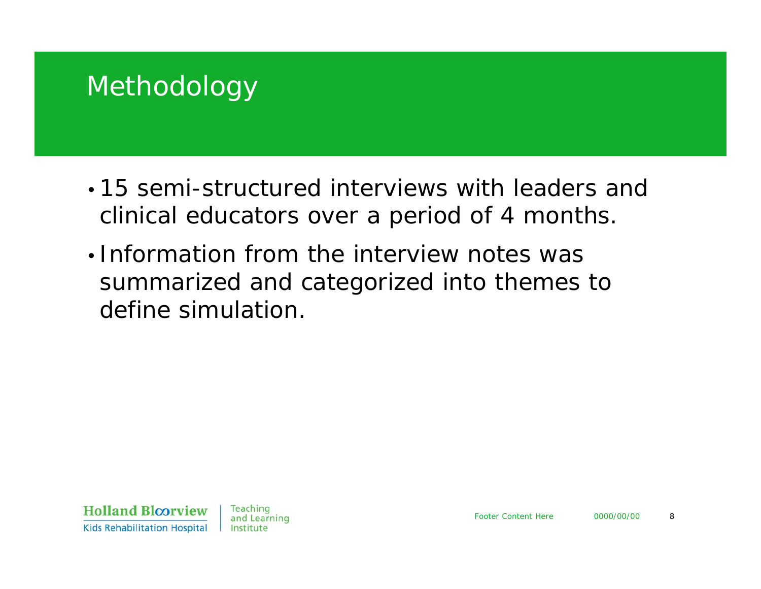# Methodology

- 15 semi-structured interviews with leaders and clinical educators over a period of 4 months.
- Information from the interview notes was summarized and categorized into themes to define simulation.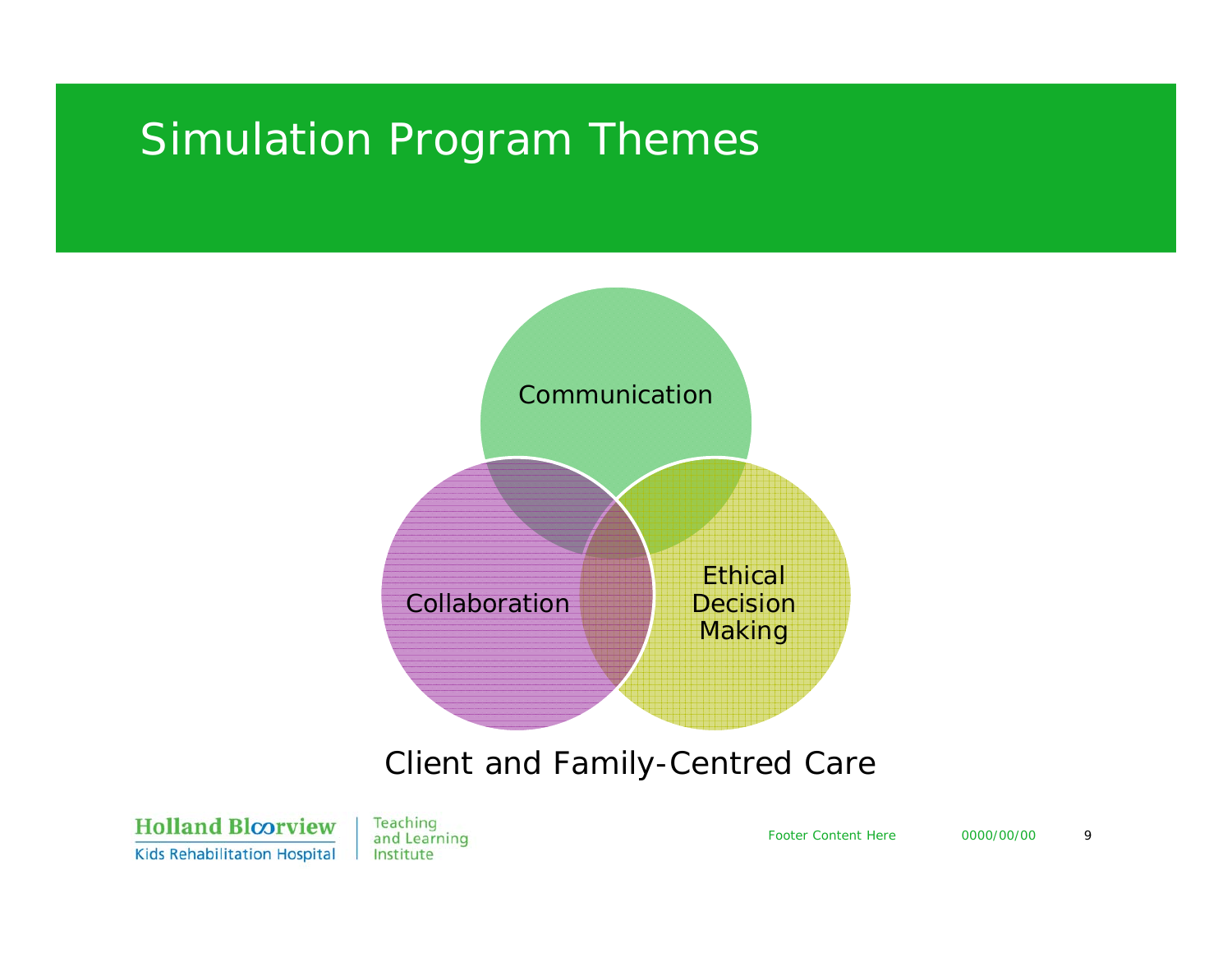# Simulation Program Themes

Communication

Collaboration

Ethical Decision Making

Client and Family-Centred Care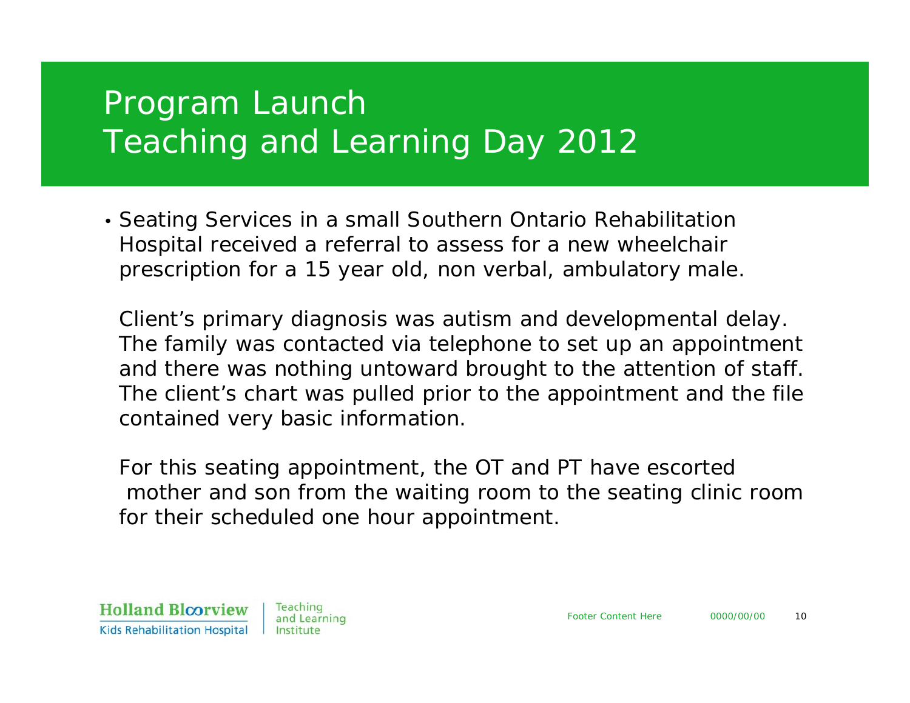# Program Launch
# Teaching and Learning Day 2012

- Seating Services in a small Southern Ontario Rehabilitation Hospital received a referral to assess for a new wheelchair prescription for a 15 year old, non verbal, ambulatory male.

  Client's primary diagnosis was autism and developmental delay. The family was contacted via telephone to set up an appointment and there was nothing untoward brought to the attention of staff. The client's chart was pulled prior to the appointment and the file contained very basic information.

  For this seating appointment, the OT and PT have escorted mother and son from the waiting room to the seating clinic room for their scheduled one hour appointment.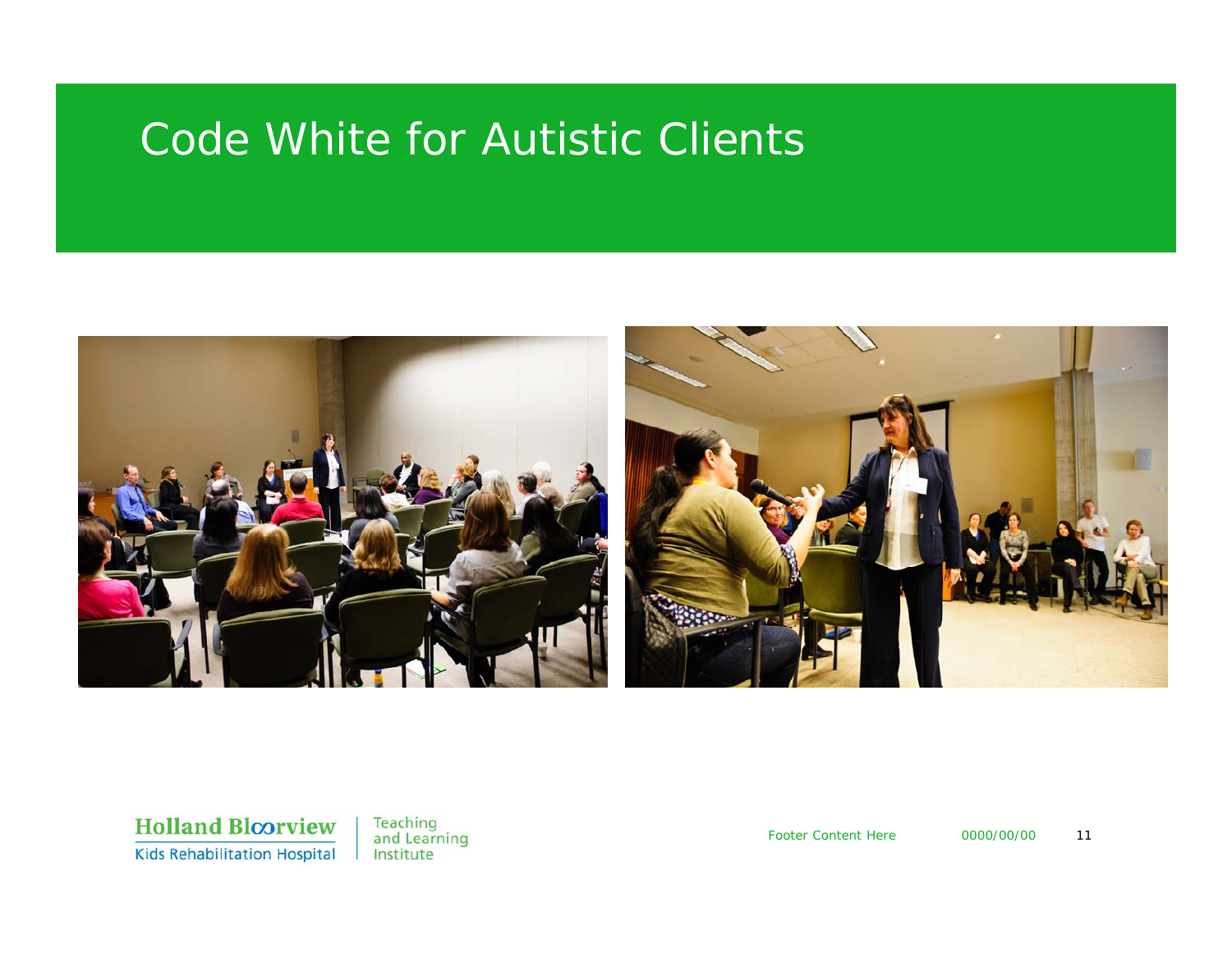# Code White for Autistic Clients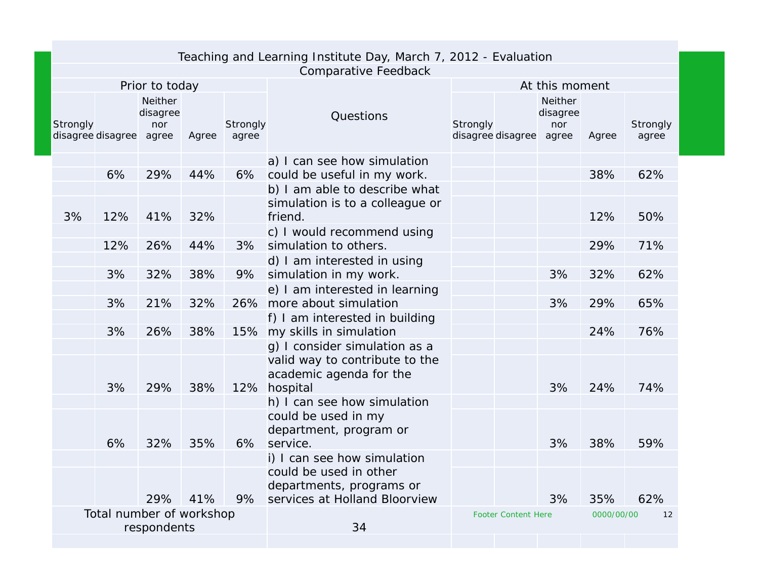# Teaching and Learning Institute Day, March 7, 2012 - Evaluation

## Comparative Feedback

| Prior to today | | | | | Questions | At this moment | | | | |
|---|---|---|---|---|---|---|---|---|---|---|
| Strongly disagree | disagree | Neither disagree nor agree | Agree | Strongly agree | | Strongly disagree | disagree | Neither disagree nor agree | Agree | Strongly agree |
| | 6% | 29% | 44% | 6% | a) I can see how simulation could be useful in my work. | | | | 38% | 62% |
| 3% | 12% | 41% | 32% | | b) I am able to describe what simulation is to a colleague or friend. | | | | 12% | 50% |
| | 12% | 26% | 44% | 3% | c) I would recommend using simulation to others. | | | | 29% | 71% |
| | 3% | 32% | 38% | 9% | d) I am interested in using simulation in my work. | | | 3% | 32% | 62% |
| | 3% | 21% | 32% | 26% | e) I am interested in learning more about simulation | | | 3% | 29% | 65% |
| | 3% | 26% | 38% | 15% | f) I am interested in building my skills in simulation | | | | 24% | 76% |
| | 3% | 29% | 38% | 12% | g) I consider simulation as a valid way to contribute to the academic agenda for the hospital | | | 3% | 24% | 74% |
| | 6% | 32% | 35% | 6% | h) I can see how simulation could be used in my department, program or service. | | | 3% | 38% | 59% |
| | | 29% | 41% | 9% | i) I can see how simulation could be used in other departments, programs or services at Holland Bloorview | | | 3% | 35% | 62% |
| Total number of workshop respondents | | | | | 34 | | | | | |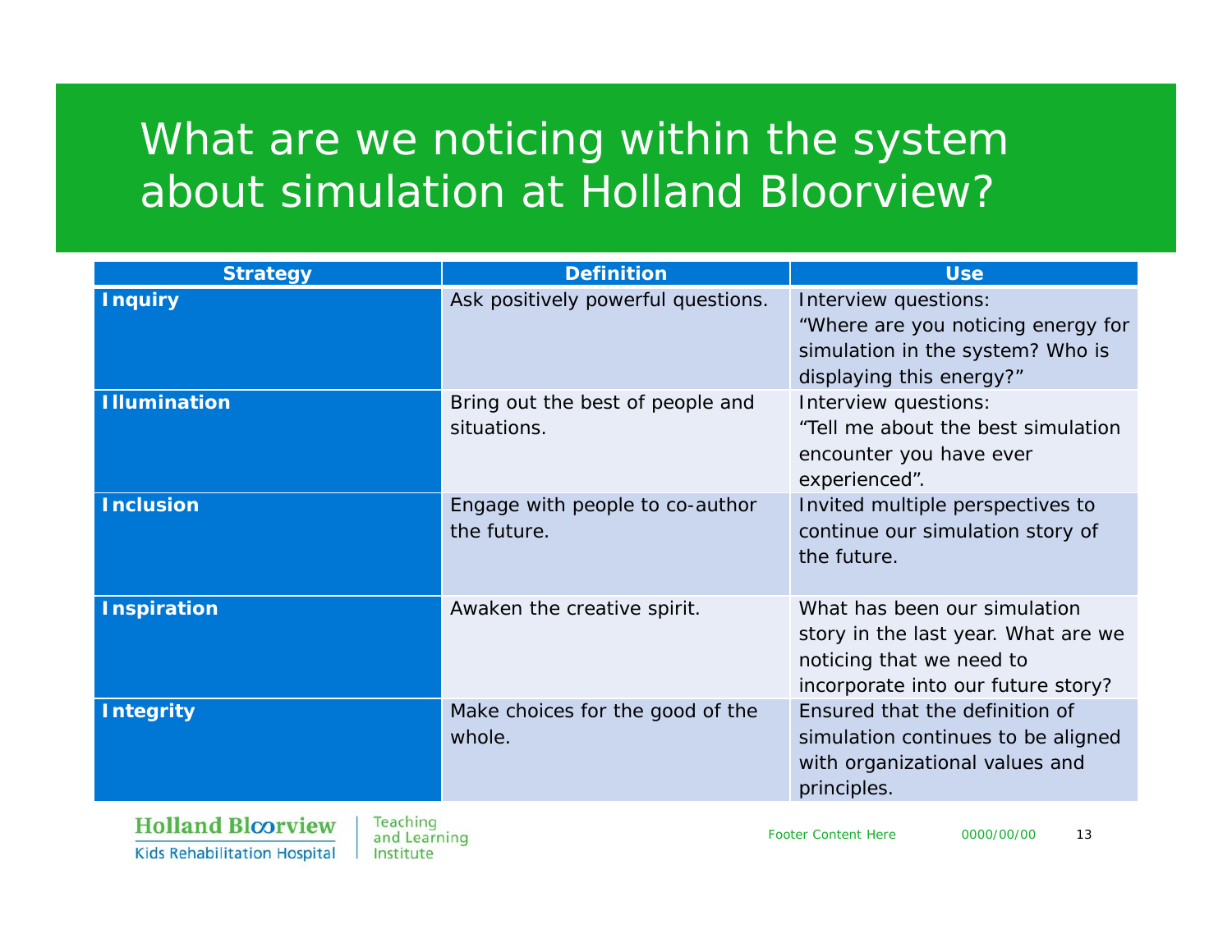# What are we noticing within the system about simulation at Holland Bloorview?

| Strategy | Definition | Use |
|---|---|---|
| **Inquiry** | Ask positively powerful questions. | Interview questions: “Where are you noticing energy for simulation in the system? Who is displaying this energy?” |
| **Illumination** | Bring out the best of people and situations. | Interview questions: “Tell me about the best simulation encounter you have ever experienced”. |
| **Inclusion** | Engage with people to co-author the future. | Invited multiple perspectives to continue our simulation story of the future. |
| **Inspiration** | Awaken the creative spirit. | What has been our simulation story in the last year. What are we noticing that we need to incorporate into our future story? |
| **Integrity** | Make choices for the good of the whole. | Ensured that the definition of simulation continues to be aligned with organizational values and principles. |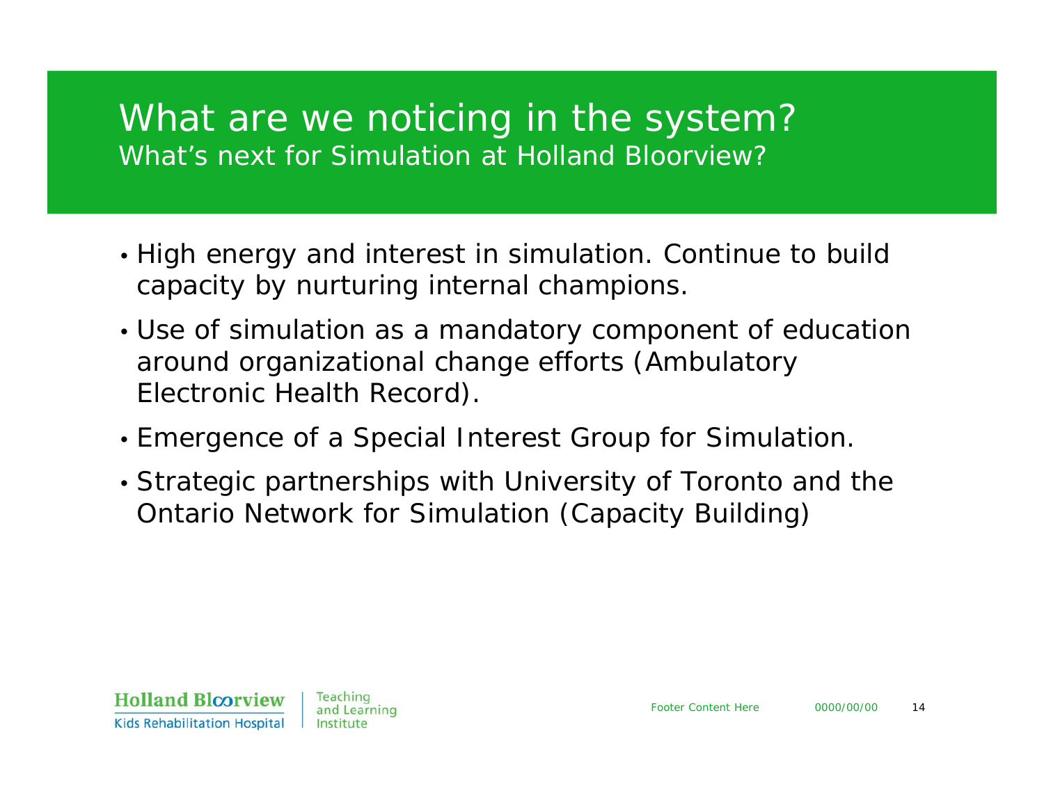# What are we noticing in the system?

## What's next for Simulation at Holland Bloorview?

- High energy and interest in simulation. Continue to build capacity by nurturing internal champions.
- Use of simulation as a mandatory component of education around organizational change efforts (Ambulatory Electronic Health Record).
- Emergence of a Special Interest Group for Simulation.
- Strategic partnerships with University of Toronto and the Ontario Network for Simulation (Capacity Building)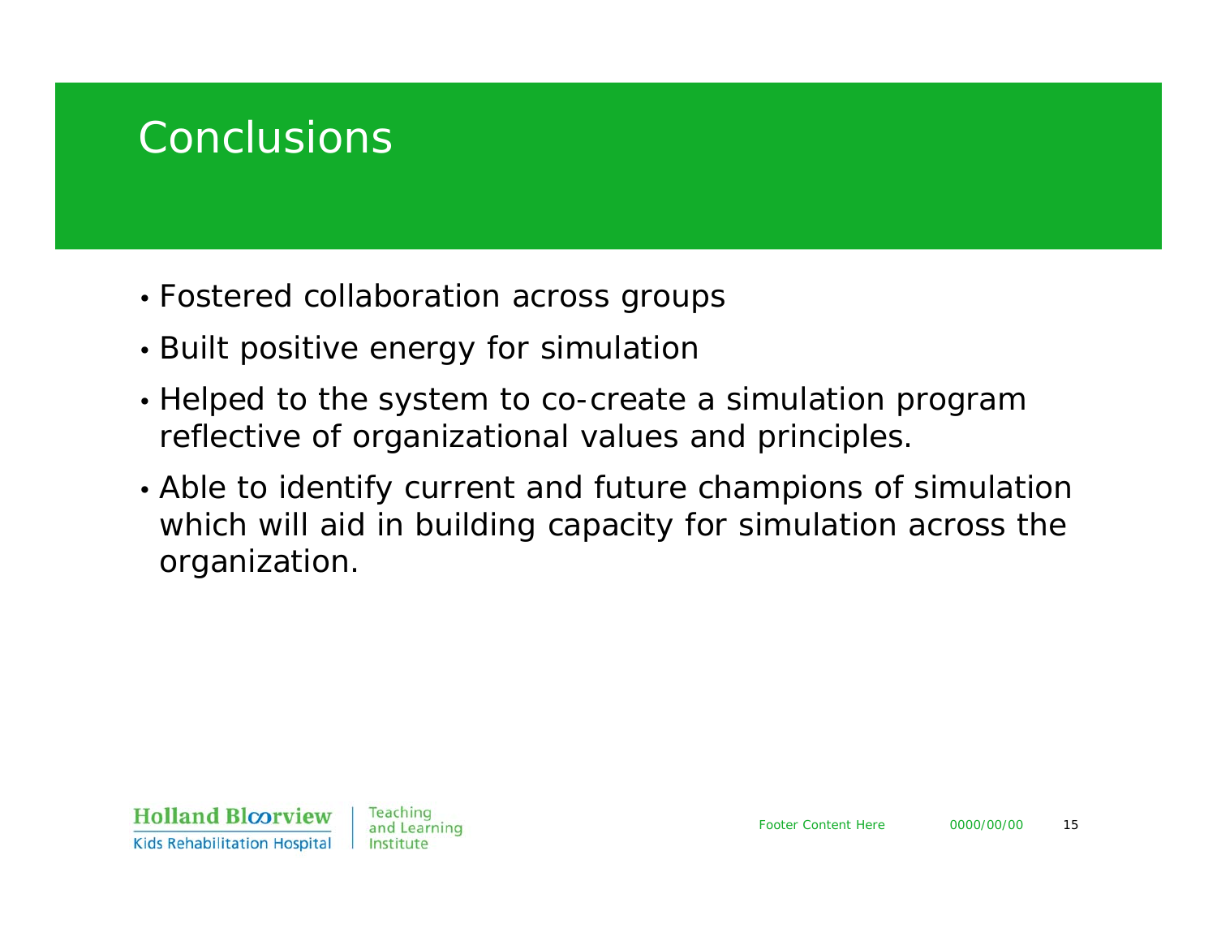# Conclusions

- Fostered collaboration across groups
- Built positive energy for simulation
- Helped to the system to co-create a simulation program reflective of organizational values and principles.
- Able to identify current and future champions of simulation which will aid in building capacity for simulation across the organization.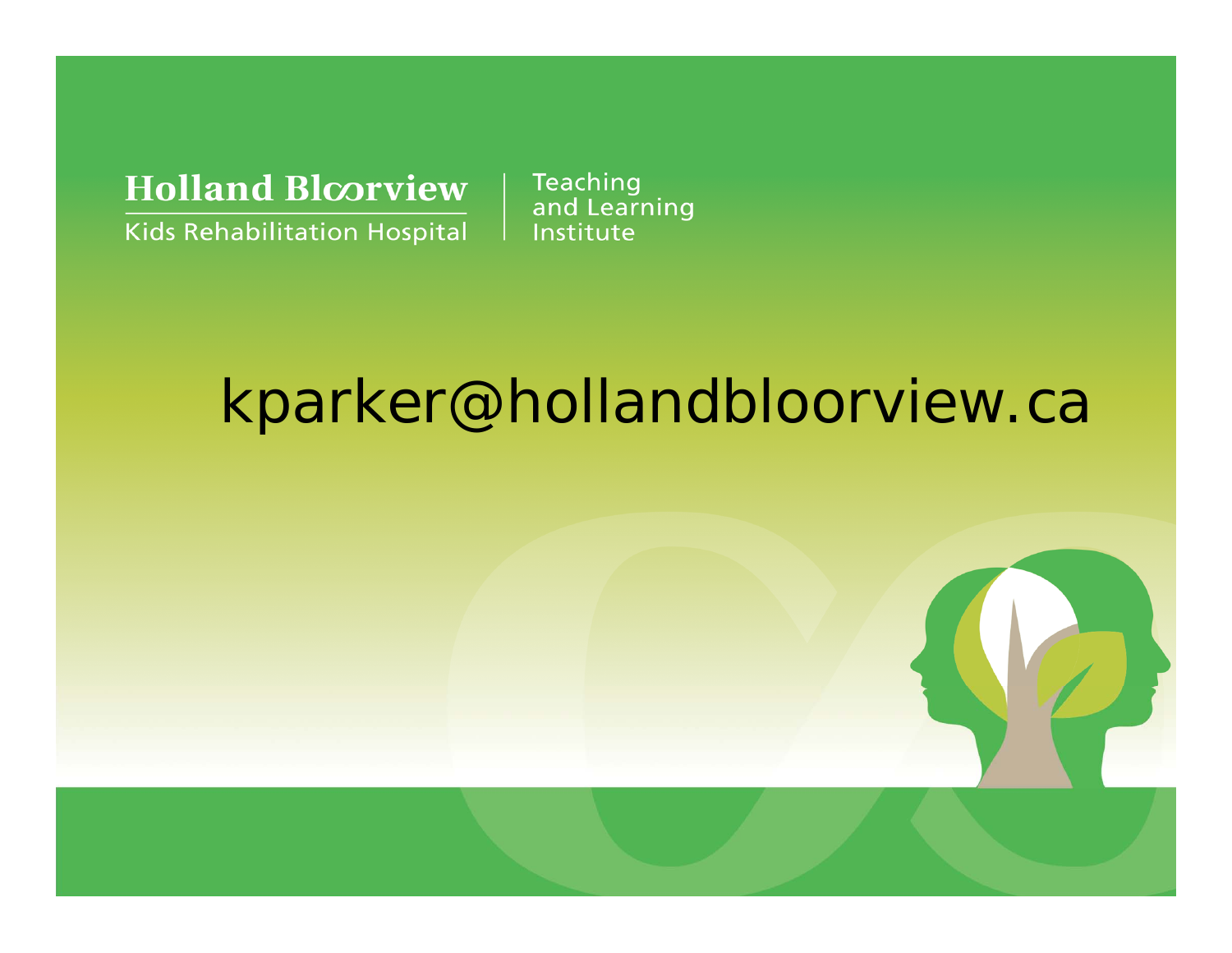Holland Bloorview

Kids Rehabilitation Hospital

Teaching and Learning Institute

kparker@hollandbloorview.ca